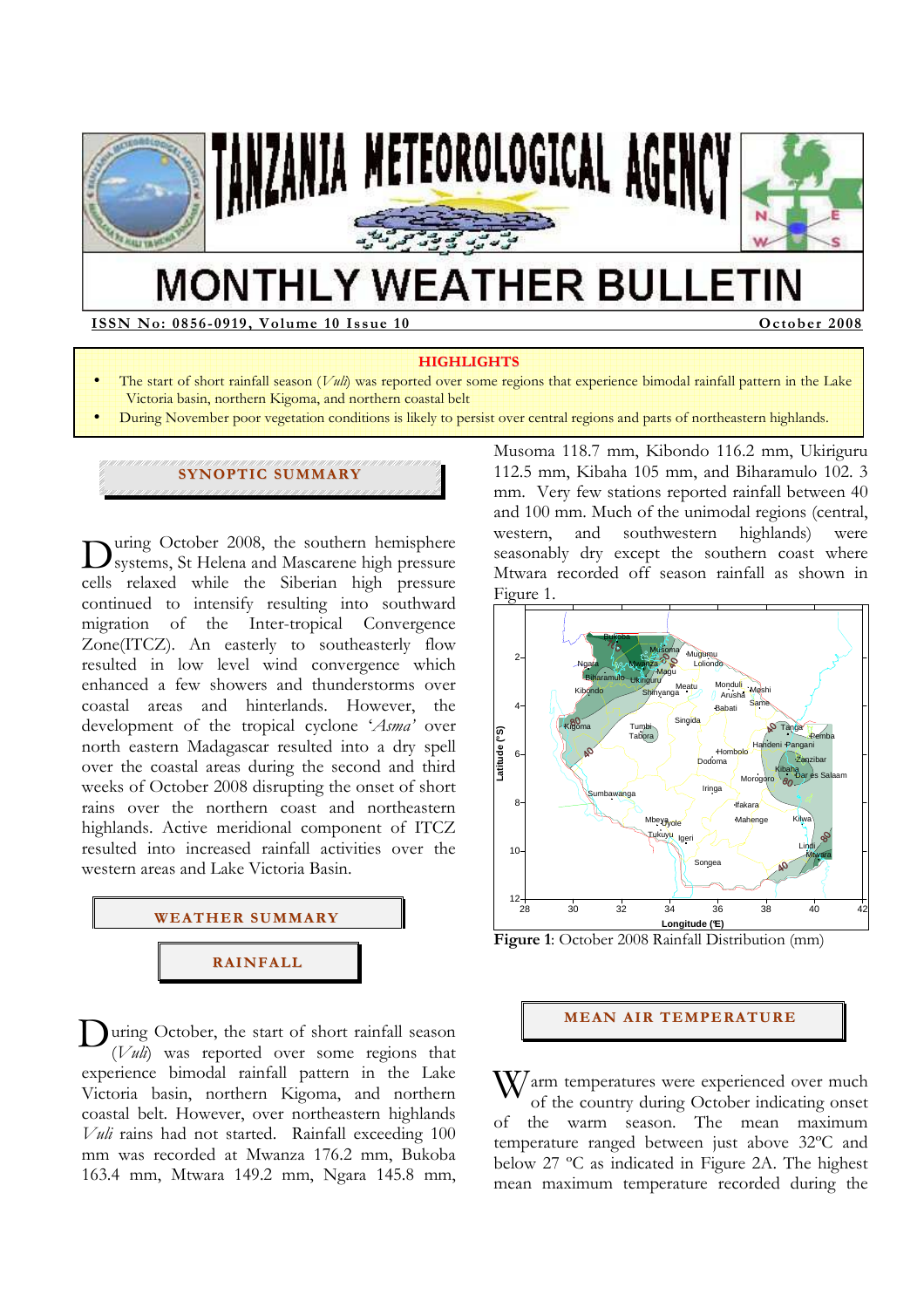# TANZANIA METEOROLOGICAL AGENCY

# MONTHLY WEATHER BULLETIN

**ISSN No: 0856-0919, Volume 10 Issue 10** **October 2008**

**HIGHLIGHTS**

- The start of short rainfall season (*Vuli*) was reported over some regions that experience bimodal rainfall pattern in the Lake Victoria basin, northern Kigoma, and northern coastal belt
- During November poor vegetation conditions is likely to persist over central regions and parts of northeastern highlands.

## SYNOPTIC SUMMARY

During October 2008, the southern hemisphere systems, St Helena and Mascarene high pressure cells relaxed while the Siberian high pressure continued to intensify resulting into southward migration of the Inter-tropical Convergence Zone(ITCZ). An easterly to southeasterly flow resulted in low level wind convergence which enhanced a few showers and thunderstorms over coastal areas and hinterlands. However, the development of the tropical cyclone '*Asma*' over north eastern Madagascar resulted into a dry spell over the coastal areas during the second and third weeks of October 2008 disrupting the onset of short rains over the northern coast and northeastern highlands. Active meridional component of ITCZ resulted into increased rainfall activities over the western areas and Lake Victoria Basin.

## WEATHER SUMMARY

### RAINFALL

During October, the start of short rainfall season (*Vuli*) was reported over some regions that experience bimodal rainfall pattern in the Lake Victoria basin, northern Kigoma, and northern coastal belt. However, over northeastern highlands *Vuli* rains had not started. Rainfall exceeding 100 mm was recorded at Mwanza 176.2 mm, Bukoba 163.4 mm, Mtwara 149.2 mm, Ngara 145.8 mm, Musoma 118.7 mm, Kibondo 116.2 mm, Ukiriguru 112.5 mm, Kibaha 105 mm, and Biharamulo 102. 3 mm. Very few stations reported rainfall between 40 and 100 mm. Much of the unimodal regions (central, western, and southwestern highlands) were seasonably dry except the southern coast where Mtwara recorded off season rainfall as shown in Figure 1.

**Figure 1**: October 2008 Rainfall Distribution (mm)

## MEAN AIR TEMPERATURE

Warm temperatures were experienced over much of the country during October indicating onset of the warm season. The mean maximum temperature ranged between just above 32ºC and below 27 ºC as indicated in Figure 2A. The highest mean maximum temperature recorded during the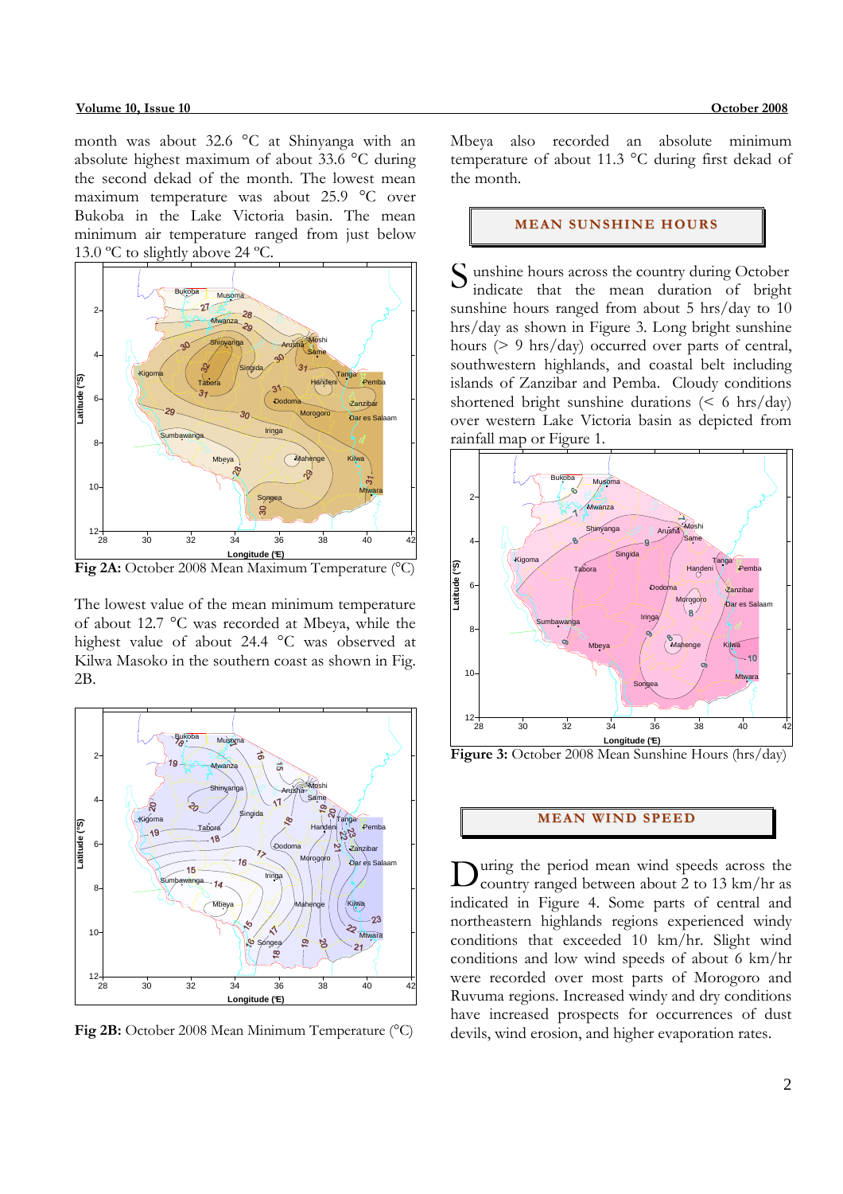month was about 32.6 °C at Shinyanga with an absolute highest maximum of about 33.6 °C during the second dekad of the month. The lowest mean maximum temperature was about 25.9 °C over Bukoba in the Lake Victoria basin. The mean minimum air temperature ranged from just below 13.0 ºC to slightly above 24 ºC.

**Fig 2A:** October 2008 Mean Maximum Temperature (°C)

The lowest value of the mean minimum temperature of about 12.7 °C was recorded at Mbeya, while the highest value of about 24.4 °C was observed at Kilwa Masoko in the southern coast as shown in Fig. 2B.

**Fig 2B:** October 2008 Mean Minimum Temperature (°C)

Mbeya also recorded an absolute minimum temperature of about 11.3 °C during first dekad of the month.

## MEAN SUNSHINE HOURS

Sunshine hours across the country during October indicate that the mean duration of bright sunshine hours ranged from about 5 hrs/day to 10 hrs/day as shown in Figure 3. Long bright sunshine hours (> 9 hrs/day) occurred over parts of central, southwestern highlands, and coastal belt including islands of Zanzibar and Pemba. Cloudy conditions shortened bright sunshine durations (< 6 hrs/day) over western Lake Victoria basin as depicted from rainfall map or Figure 1.

**Figure 3:** October 2008 Mean Sunshine Hours (hrs/day)

## MEAN WIND SPEED

During the period mean wind speeds across the country ranged between about 2 to 13 km/hr as indicated in Figure 4. Some parts of central and northeastern highlands regions experienced windy conditions that exceeded 10 km/hr. Slight wind conditions and low wind speeds of about 6 km/hr were recorded over most parts of Morogoro and Ruvuma regions. Increased windy and dry conditions have increased prospects for occurrences of dust devils, wind erosion, and higher evaporation rates.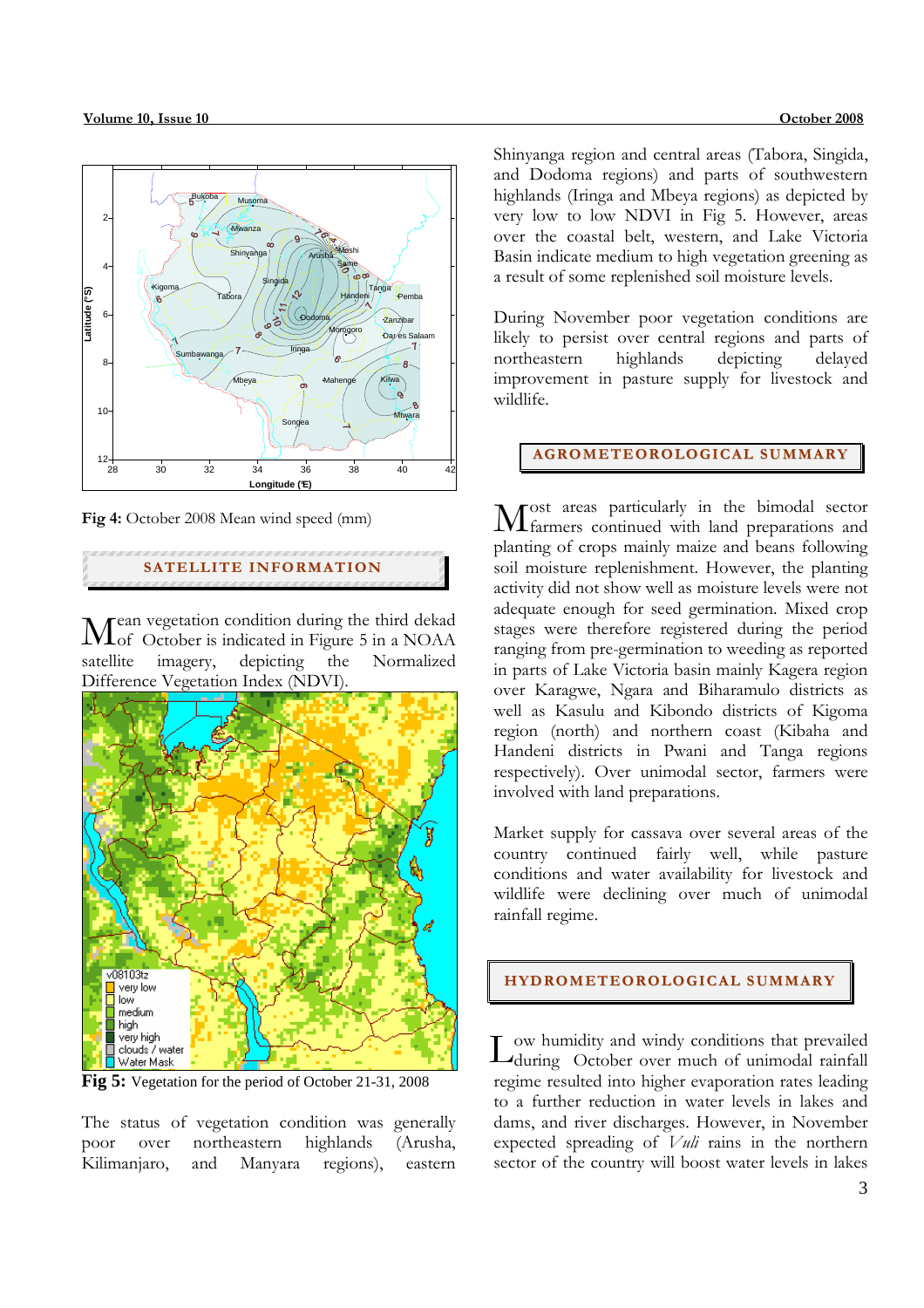Fig 4: October 2008 Mean wind speed (mm)

## SATELLITE INFORMATION

Mean vegetation condition during the third dekad of October is indicated in Figure 5 in a NOAA satellite imagery, depicting the Normalized Difference Vegetation Index (NDVI).

**Fig 5:** Vegetation for the period of October 21-31, 2008

The status of vegetation condition was generally poor over northeastern highlands (Arusha, Kilimanjaro, and Manyara regions), eastern Shinyanga region and central areas (Tabora, Singida, and Dodoma regions) and parts of southwestern highlands (Iringa and Mbeya regions) as depicted by very low to low NDVI in Fig 5. However, areas over the coastal belt, western, and Lake Victoria Basin indicate medium to high vegetation greening as a result of some replenished soil moisture levels.

During November poor vegetation conditions are likely to persist over central regions and parts of northeastern highlands depicting delayed improvement in pasture supply for livestock and wildlife.

## AGROMETEOROLOGICAL SUMMARY

Most areas particularly in the bimodal sector farmers continued with land preparations and planting of crops mainly maize and beans following soil moisture replenishment. However, the planting activity did not show well as moisture levels were not adequate enough for seed germination. Mixed crop stages were therefore registered during the period ranging from pre-germination to weeding as reported in parts of Lake Victoria basin mainly Kagera region over Karagwe, Ngara and Biharamulo districts as well as Kasulu and Kibondo districts of Kigoma region (north) and northern coast (Kibaha and Handeni districts in Pwani and Tanga regions respectively). Over unimodal sector, farmers were involved with land preparations.

Market supply for cassava over several areas of the country continued fairly well, while pasture conditions and water availability for livestock and wildlife were declining over much of unimodal rainfall regime.

## HYDROMETEOROLOGICAL SUMMARY

Low humidity and windy conditions that prevailed during October over much of unimodal rainfall regime resulted into higher evaporation rates leading to a further reduction in water levels in lakes and dams, and river discharges. However, in November expected spreading of *Vuli* rains in the northern sector of the country will boost water levels in lakes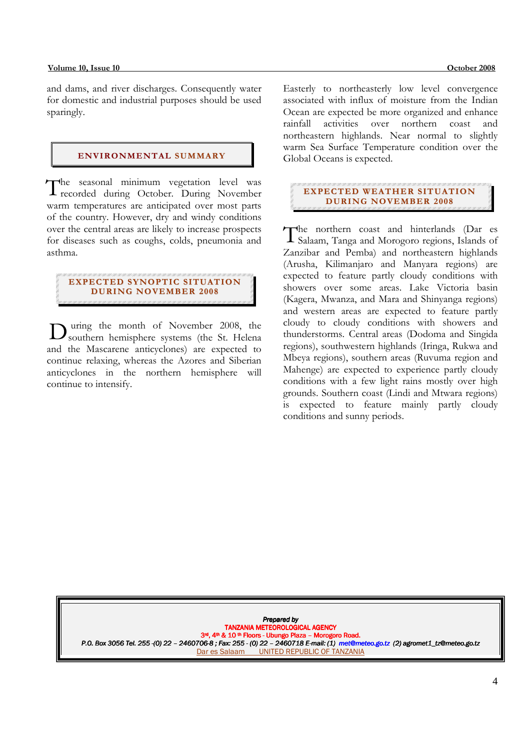and dams, and river discharges. Consequently water for domestic and industrial purposes should be used sparingly.

## ENVIRONMENTAL SUMMARY

The seasonal minimum vegetation level was recorded during October. During November warm temperatures are anticipated over most parts of the country. However, dry and windy conditions over the central areas are likely to increase prospects for diseases such as coughs, colds, pneumonia and asthma.

## EXPECTED SYNOPTIC SITUATION DURING NOVEMBER 2008

During the month of November 2008, the southern hemisphere systems (the St. Helena and the Mascarene anticyclones) are expected to continue relaxing, whereas the Azores and Siberian anticyclones in the northern hemisphere will continue to intensify.

Easterly to northeasterly low level convergence associated with influx of moisture from the Indian Ocean are expected be more organized and enhance rainfall activities over northern coast and northeastern highlands. Near normal to slightly warm Sea Surface Temperature condition over the Global Oceans is expected.

## EXPECTED WEATHER SITUATION DURING NOVEMBER 2008

The northern coast and hinterlands (Dar es Salaam, Tanga and Morogoro regions, Islands of Zanzibar and Pemba) and northeastern highlands (Arusha, Kilimanjaro and Manyara regions) are expected to feature partly cloudy conditions with showers over some areas. Lake Victoria basin (Kagera, Mwanza, and Mara and Shinyanga regions) and western areas are expected to feature partly cloudy to cloudy conditions with showers and thunderstorms. Central areas (Dodoma and Singida regions), southwestern highlands (Iringa, Rukwa and Mbeya regions), southern areas (Ruvuma region and Mahenge) are expected to experience partly cloudy conditions with a few light rains mostly over high grounds. Southern coast (Lindi and Mtwara regions) is expected to feature mainly partly cloudy conditions and sunny periods.

*Prepared by*
**TANZANIA METEOROLOGICAL AGENCY**
3rd, 4th & 10th Floors - Ubungo Plaza – Morogoro Road.
*P.O. Box 3056 Tel. 255 -(0) 22 – 2460706-8 ; Fax: 255 - (0) 22 – 2460718 E-mail: (1) met@meteo.go.tz (2) agromet1_tz@meteo.go.tz*
Dar es Salaam UNITED REPUBLIC OF TANZANIA